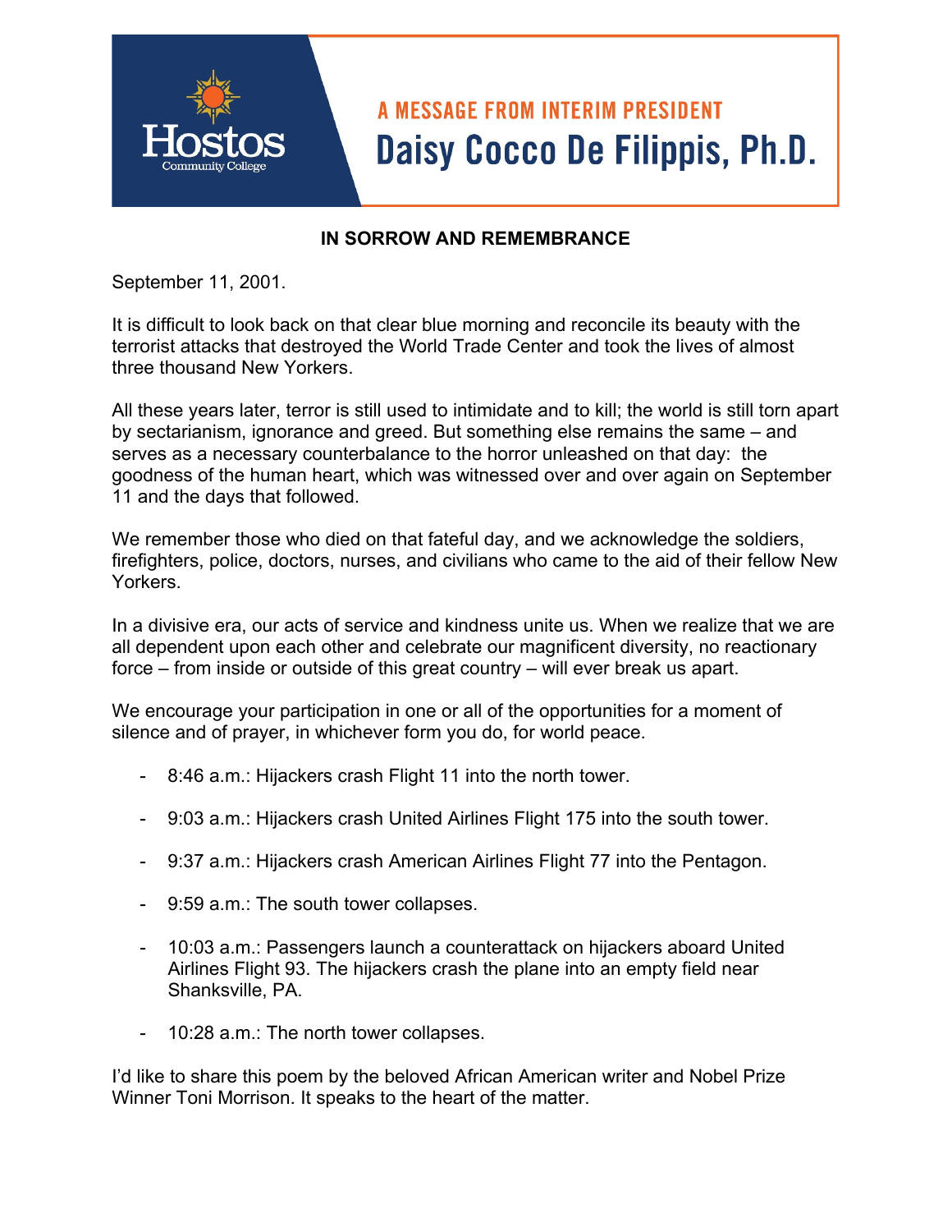Hostos Community College

## A MESSAGE FROM INTERIM PRESIDENT

# Daisy Cocco De Filippis, Ph.D.

**IN SORROW AND REMEMBRANCE**

September 11, 2001.

It is difficult to look back on that clear blue morning and reconcile its beauty with the terrorist attacks that destroyed the World Trade Center and took the lives of almost three thousand New Yorkers.

All these years later, terror is still used to intimidate and to kill; the world is still torn apart by sectarianism, ignorance and greed. But something else remains the same – and serves as a necessary counterbalance to the horror unleashed on that day: the goodness of the human heart, which was witnessed over and over again on September 11 and the days that followed.

We remember those who died on that fateful day, and we acknowledge the soldiers, firefighters, police, doctors, nurses, and civilians who came to the aid of their fellow New Yorkers.

In a divisive era, our acts of service and kindness unite us. When we realize that we are all dependent upon each other and celebrate our magnificent diversity, no reactionary force – from inside or outside of this great country – will ever break us apart.

We encourage your participation in one or all of the opportunities for a moment of silence and of prayer, in whichever form you do, for world peace.

- 8:46 a.m.: Hijackers crash Flight 11 into the north tower.
- 9:03 a.m.: Hijackers crash United Airlines Flight 175 into the south tower.
- 9:37 a.m.: Hijackers crash American Airlines Flight 77 into the Pentagon.
- 9:59 a.m.: The south tower collapses.
- 10:03 a.m.: Passengers launch a counterattack on hijackers aboard United Airlines Flight 93. The hijackers crash the plane into an empty field near Shanksville, PA.
- 10:28 a.m.: The north tower collapses.

I'd like to share this poem by the beloved African American writer and Nobel Prize Winner Toni Morrison. It speaks to the heart of the matter.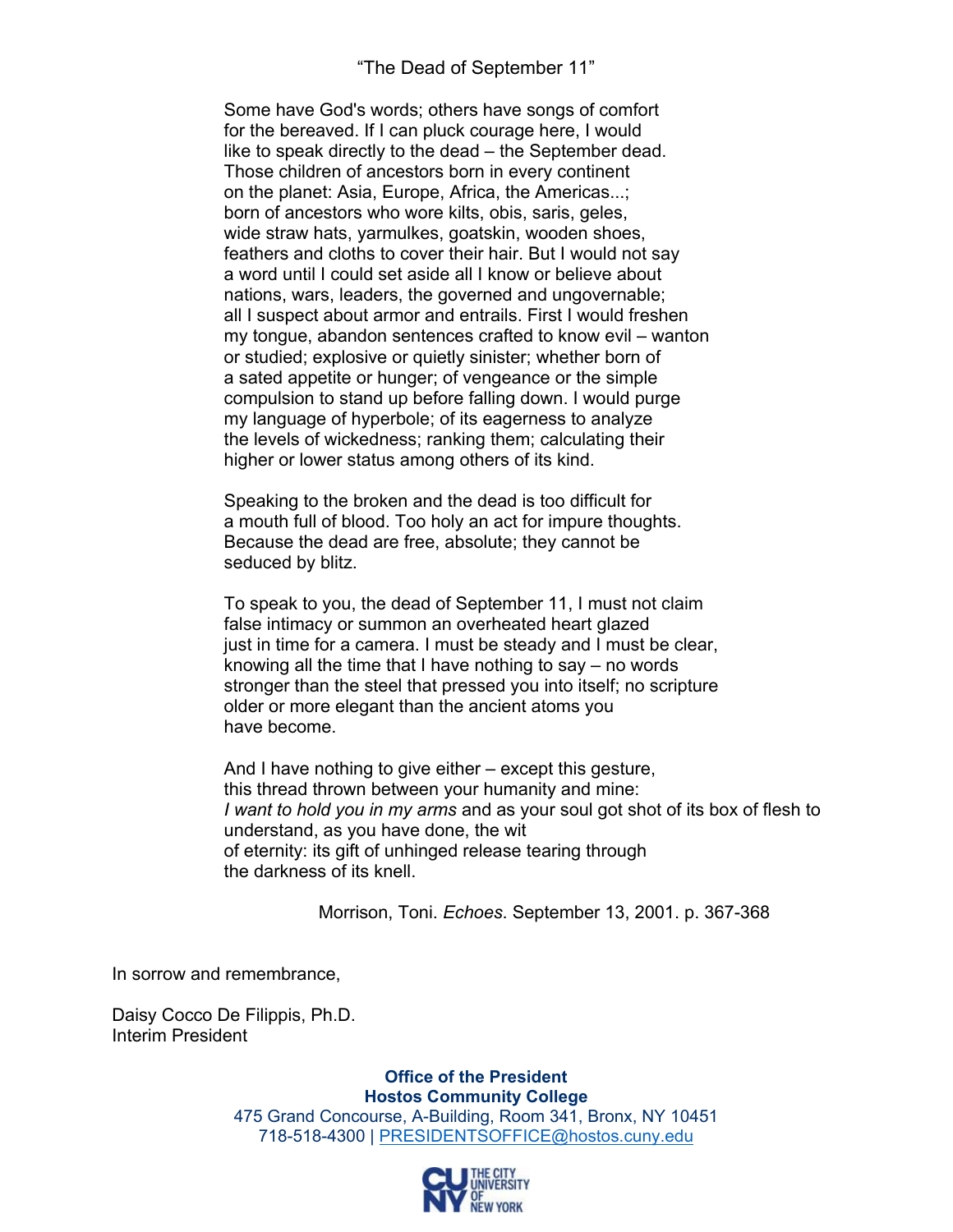"The Dead of September 11"

Some have God's words; others have songs of comfort
for the bereaved. If I can pluck courage here, I would
like to speak directly to the dead – the September dead.
Those children of ancestors born in every continent
on the planet: Asia, Europe, Africa, the Americas...;
born of ancestors who wore kilts, obis, saris, geles,
wide straw hats, yarmulkes, goatskin, wooden shoes,
feathers and cloths to cover their hair. But I would not say
a word until I could set aside all I know or believe about
nations, wars, leaders, the governed and ungovernable;
all I suspect about armor and entrails. First I would freshen
my tongue, abandon sentences crafted to know evil – wanton
or studied; explosive or quietly sinister; whether born of
a sated appetite or hunger; of vengeance or the simple
compulsion to stand up before falling down. I would purge
my language of hyperbole; of its eagerness to analyze
the levels of wickedness; ranking them; calculating their
higher or lower status among others of its kind.

Speaking to the broken and the dead is too difficult for
a mouth full of blood. Too holy an act for impure thoughts.
Because the dead are free, absolute; they cannot be
seduced by blitz.

To speak to you, the dead of September 11, I must not claim
false intimacy or summon an overheated heart glazed
just in time for a camera. I must be steady and I must be clear,
knowing all the time that I have nothing to say – no words
stronger than the steel that pressed you into itself; no scripture
older or more elegant than the ancient atoms you
have become.

And I have nothing to give either – except this gesture,
this thread thrown between your humanity and mine:
*I want to hold you in my arms* and as your soul got shot of its box of flesh to
understand, as you have done, the wit
of eternity: its gift of unhinged release tearing through
the darkness of its knell.

Morrison, Toni. *Echoes*. September 13, 2001. p. 367-368

In sorrow and remembrance,

Daisy Cocco De Filippis, Ph.D.
Interim President

**Office of the President**
**Hostos Community College**
475 Grand Concourse, A-Building, Room 341, Bronx, NY 10451
718-518-4300 | PRESIDENTSOFFICE@hostos.cuny.edu

THE CITY UNIVERSITY OF NEW YORK